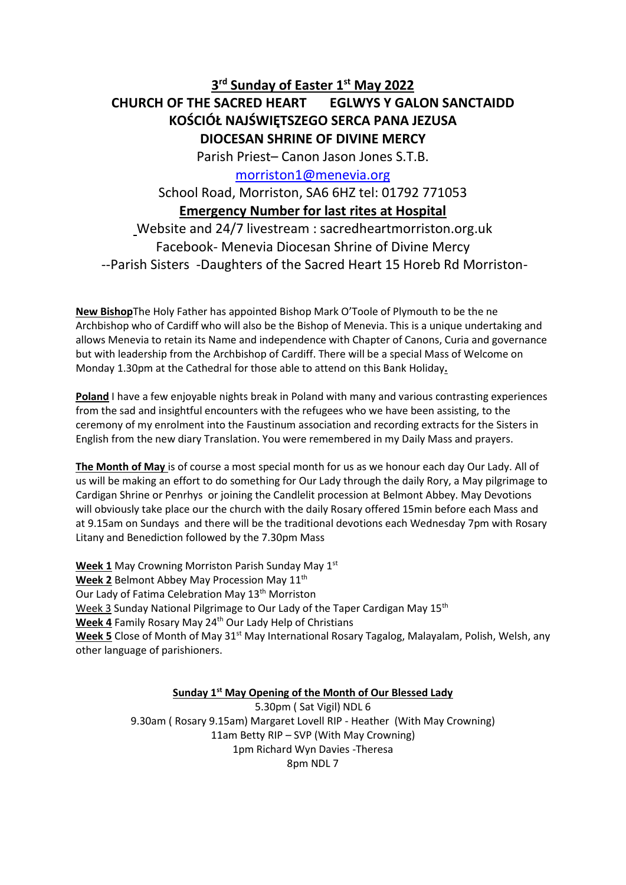# 3rd Sunday of Easter 1st May 2022

## CHURCH OF THE SACRED HEART EGLWYS Y GALON SANCTAIDD

## KOŚCIÓŁ NAJŚWIĘTSZEGO SERCA PANA JEZUSA

## DIOCESAN SHRINE OF DIVINE MERCY

Parish Priest– Canon Jason Jones S.T.B.

morriston1@menevia.org

School Road, Morriston, SA6 6HZ tel: 01792 771053

**Emergency Number for last rites at Hospital**

Website and 24/7 livestream : sacredheartmorriston.org.uk

Facebook- Menevia Diocesan Shrine of Divine Mercy

--Parish Sisters -Daughters of the Sacred Heart 15 Horeb Rd Morriston-

**New Bishop**The Holy Father has appointed Bishop Mark O'Toole of Plymouth to be the ne Archbishop who of Cardiff who will also be the Bishop of Menevia. This is a unique undertaking and allows Menevia to retain its Name and independence with Chapter of Canons, Curia and governance but with leadership from the Archbishop of Cardiff. There will be a special Mass of Welcome on Monday 1.30pm at the Cathedral for those able to attend on this Bank Holiday.

**Poland** I have a few enjoyable nights break in Poland with many and various contrasting experiences from the sad and insightful encounters with the refugees who we have been assisting, to the ceremony of my enrolment into the Faustinum association and recording extracts for the Sisters in English from the new diary Translation. You were remembered in my Daily Mass and prayers.

**The Month of May** is of course a most special month for us as we honour each day Our Lady. All of us will be making an effort to do something for Our Lady through the daily Rory, a May pilgrimage to Cardigan Shrine or Penrhys or joining the Candlelit procession at Belmont Abbey. May Devotions will obviously take place our the church with the daily Rosary offered 15min before each Mass and at 9.15am on Sundays and there will be the traditional devotions each Wednesday 7pm with Rosary Litany and Benediction followed by the 7.30pm Mass

**Week 1** May Crowning Morriston Parish Sunday May 1st
**Week 2** Belmont Abbey May Procession May 11th
Our Lady of Fatima Celebration May 13th Morriston
Week 3 Sunday National Pilgrimage to Our Lady of the Taper Cardigan May 15th
**Week 4** Family Rosary May 24th Our Lady Help of Christians
**Week 5** Close of Month of May 31st May International Rosary Tagalog, Malayalam, Polish, Welsh, any other language of parishioners.

**Sunday 1st May Opening of the Month of Our Blessed Lady**

5.30pm ( Sat Vigil) NDL 6
9.30am ( Rosary 9.15am) Margaret Lovell RIP - Heather (With May Crowning)
11am Betty RIP – SVP (With May Crowning)
1pm Richard Wyn Davies -Theresa
8pm NDL 7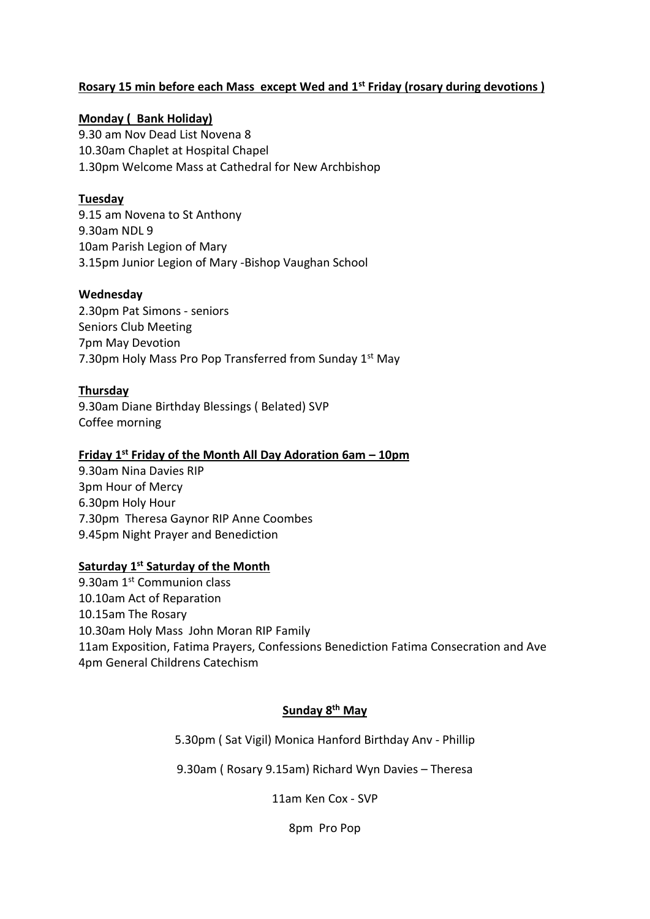**Rosary 15 min before each Mass except Wed and 1st Friday (rosary during devotions )**

**Monday ( Bank Holiday)**

9.30 am Nov Dead List Novena 8
10.30am Chaplet at Hospital Chapel
1.30pm Welcome Mass at Cathedral for New Archbishop

**Tuesday**

9.15 am Novena to St Anthony
9.30am NDL 9
10am Parish Legion of Mary
3.15pm Junior Legion of Mary -Bishop Vaughan School

**Wednesday**

2.30pm Pat Simons - seniors
Seniors Club Meeting
7pm May Devotion
7.30pm Holy Mass Pro Pop Transferred from Sunday 1st May

**Thursday**

9.30am Diane Birthday Blessings ( Belated) SVP
Coffee morning

**Friday 1st Friday of the Month All Day Adoration 6am – 10pm**

9.30am Nina Davies RIP
3pm Hour of Mercy
6.30pm Holy Hour
7.30pm Theresa Gaynor RIP Anne Coombes
9.45pm Night Prayer and Benediction

**Saturday 1st Saturday of the Month**

9.30am 1st Communion class
10.10am Act of Reparation
10.15am The Rosary
10.30am Holy Mass John Moran RIP Family
11am Exposition, Fatima Prayers, Confessions Benediction Fatima Consecration and Ave
4pm General Childrens Catechism

**Sunday 8th May**

5.30pm ( Sat Vigil) Monica Hanford Birthday Anv - Phillip

9.30am ( Rosary 9.15am) Richard Wyn Davies – Theresa

11am Ken Cox - SVP

8pm Pro Pop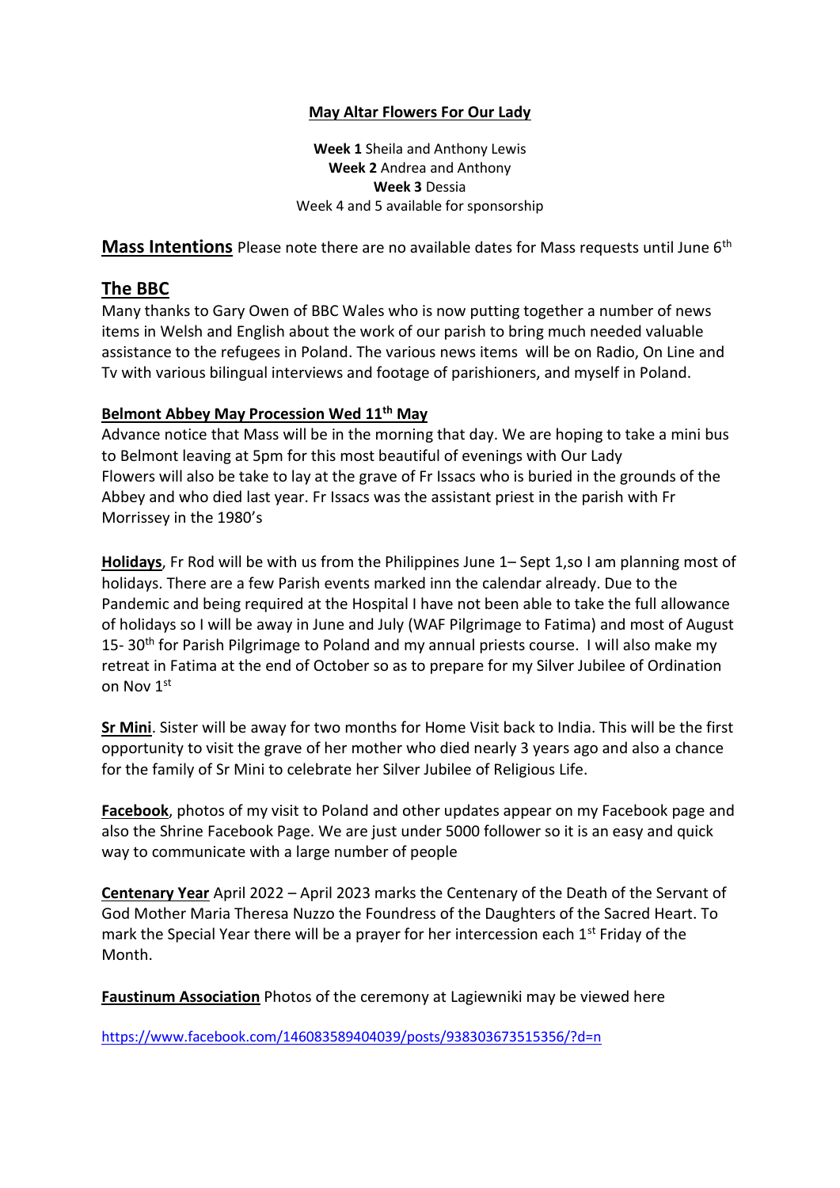**May Altar Flowers For Our Lady**

**Week 1** Sheila and Anthony Lewis
**Week 2** Andrea and Anthony
**Week 3** Dessia
Week 4 and 5 available for sponsorship

**Mass Intentions** Please note there are no available dates for Mass requests until June 6th

## The BBC

Many thanks to Gary Owen of BBC Wales who is now putting together a number of news items in Welsh and English about the work of our parish to bring much needed valuable assistance to the refugees in Poland. The various news items will be on Radio, On Line and Tv with various bilingual interviews and footage of parishioners, and myself in Poland.

**Belmont Abbey May Procession Wed 11th May**

Advance notice that Mass will be in the morning that day. We are hoping to take a mini bus to Belmont leaving at 5pm for this most beautiful of evenings with Our Lady
Flowers will also be take to lay at the grave of Fr Issacs who is buried in the grounds of the Abbey and who died last year. Fr Issacs was the assistant priest in the parish with Fr Morrissey in the 1980's

**Holidays**, Fr Rod will be with us from the Philippines June 1– Sept 1,so I am planning most of holidays. There are a few Parish events marked inn the calendar already. Due to the Pandemic and being required at the Hospital I have not been able to take the full allowance of holidays so I will be away in June and July (WAF Pilgrimage to Fatima) and most of August 15- 30th for Parish Pilgrimage to Poland and my annual priests course. I will also make my retreat in Fatima at the end of October so as to prepare for my Silver Jubilee of Ordination on Nov 1st

**Sr Mini**. Sister will be away for two months for Home Visit back to India. This will be the first opportunity to visit the grave of her mother who died nearly 3 years ago and also a chance for the family of Sr Mini to celebrate her Silver Jubilee of Religious Life.

**Facebook**, photos of my visit to Poland and other updates appear on my Facebook page and also the Shrine Facebook Page. We are just under 5000 follower so it is an easy and quick way to communicate with a large number of people

**Centenary Year** April 2022 – April 2023 marks the Centenary of the Death of the Servant of God Mother Maria Theresa Nuzzo the Foundress of the Daughters of the Sacred Heart. To mark the Special Year there will be a prayer for her intercession each 1st Friday of the Month.

**Faustinum Association** Photos of the ceremony at Lagiewniki may be viewed here

https://www.facebook.com/146083589404039/posts/938303673515356/?d=n